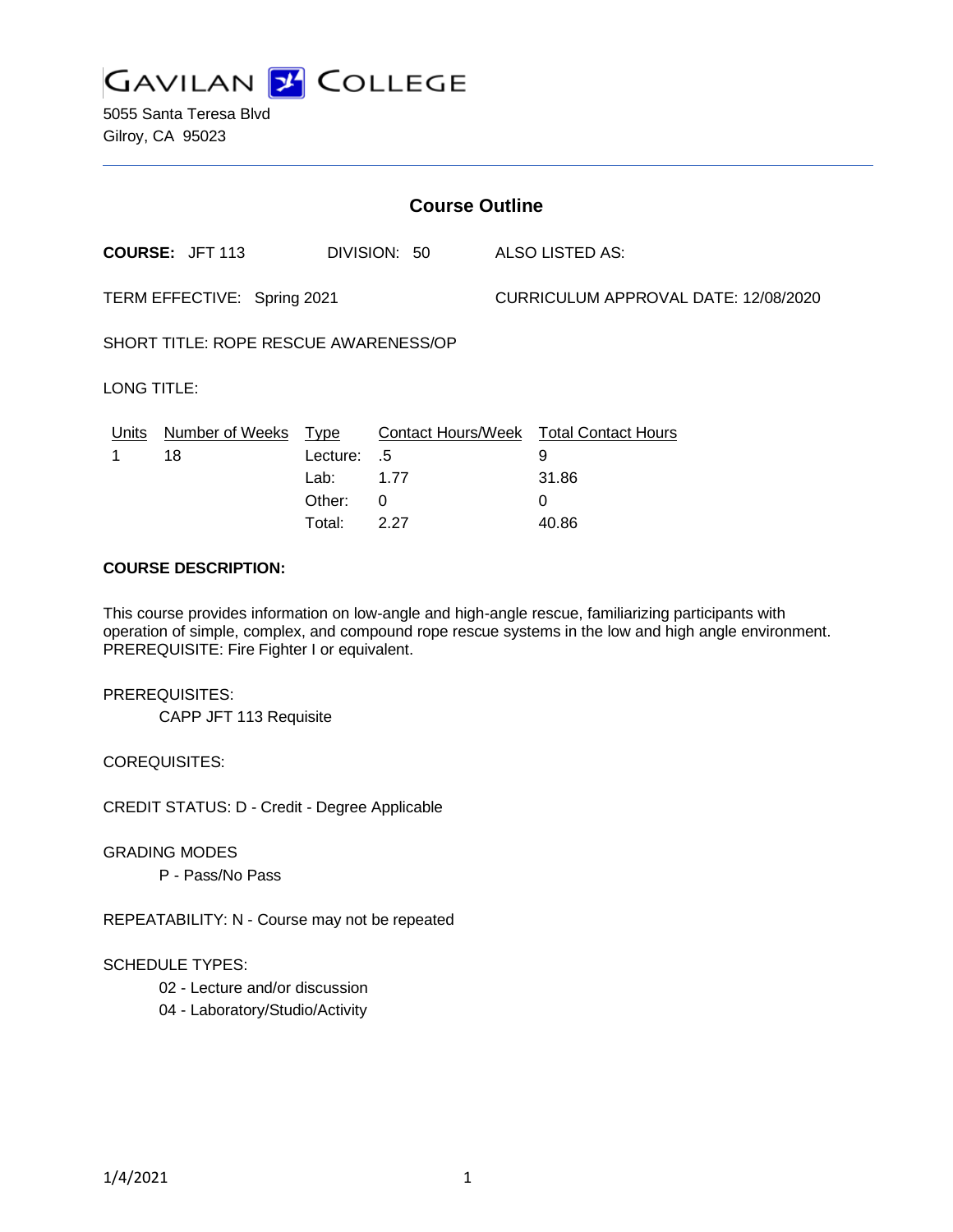GAVILAN COLLEGE

5055 Santa Teresa Blvd
Gilroy, CA 95023

## Course Outline

**COURSE:** JFT 113 DIVISION: 50 ALSO LISTED AS:

TERM EFFECTIVE: Spring 2021 CURRICULUM APPROVAL DATE: 12/08/2020

SHORT TITLE: ROPE RESCUE AWARENESS/OP

LONG TITLE:

| Units | Number of Weeks | Type | Contact Hours/Week | Total Contact Hours |
|---|---|---|---|---|
| 1 | 18 | Lecture: | .5 | 9 |
| | | Lab: | 1.77 | 31.86 |
| | | Other: | 0 | 0 |
| | | Total: | 2.27 | 40.86 |

**COURSE DESCRIPTION:**

This course provides information on low-angle and high-angle rescue, familiarizing participants with operation of simple, complex, and compound rope rescue systems in the low and high angle environment. PREREQUISITE: Fire Fighter I or equivalent.

PREREQUISITES:

CAPP JFT 113 Requisite

COREQUISITES:

CREDIT STATUS: D - Credit - Degree Applicable

GRADING MODES

P - Pass/No Pass

REPEATABILITY: N - Course may not be repeated

SCHEDULE TYPES:

02 - Lecture and/or discussion

04 - Laboratory/Studio/Activity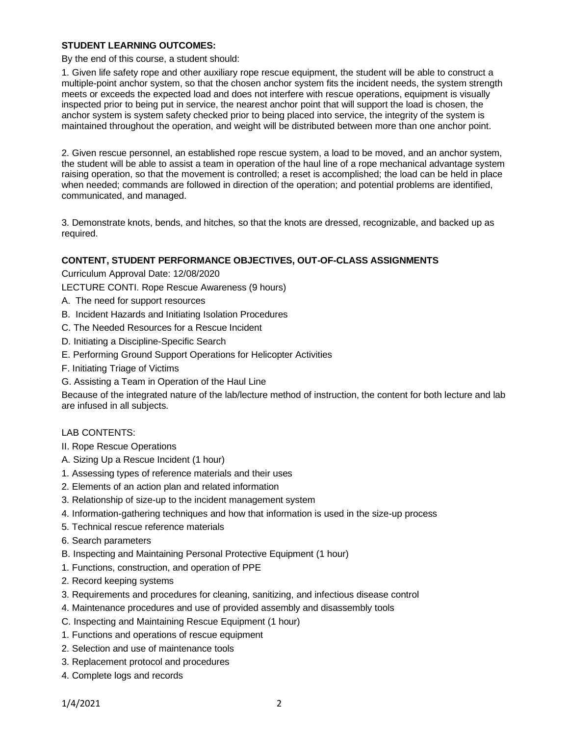**STUDENT LEARNING OUTCOMES:**

By the end of this course, a student should:

1. Given life safety rope and other auxiliary rope rescue equipment, the student will be able to construct a multiple-point anchor system, so that the chosen anchor system fits the incident needs, the system strength meets or exceeds the expected load and does not interfere with rescue operations, equipment is visually inspected prior to being put in service, the nearest anchor point that will support the load is chosen, the anchor system is system safety checked prior to being placed into service, the integrity of the system is maintained throughout the operation, and weight will be distributed between more than one anchor point.

2. Given rescue personnel, an established rope rescue system, a load to be moved, and an anchor system, the student will be able to assist a team in operation of the haul line of a rope mechanical advantage system raising operation, so that the movement is controlled; a reset is accomplished; the load can be held in place when needed; commands are followed in direction of the operation; and potential problems are identified, communicated, and managed.

3. Demonstrate knots, bends, and hitches, so that the knots are dressed, recognizable, and backed up as required.

**CONTENT, STUDENT PERFORMANCE OBJECTIVES, OUT-OF-CLASS ASSIGNMENTS**

Curriculum Approval Date: 12/08/2020

LECTURE CONTI. Rope Rescue Awareness (9 hours)

A. The need for support resources

B. Incident Hazards and Initiating Isolation Procedures

C. The Needed Resources for a Rescue Incident

D. Initiating a Discipline-Specific Search

E. Performing Ground Support Operations for Helicopter Activities

F. Initiating Triage of Victims

G. Assisting a Team in Operation of the Haul Line

Because of the integrated nature of the lab/lecture method of instruction, the content for both lecture and lab are infused in all subjects.

LAB CONTENTS:

II. Rope Rescue Operations

A. Sizing Up a Rescue Incident (1 hour)

1. Assessing types of reference materials and their uses
2. Elements of an action plan and related information
3. Relationship of size-up to the incident management system
4. Information-gathering techniques and how that information is used in the size-up process
5. Technical rescue reference materials
6. Search parameters

B. Inspecting and Maintaining Personal Protective Equipment (1 hour)

1. Functions, construction, and operation of PPE
2. Record keeping systems
3. Requirements and procedures for cleaning, sanitizing, and infectious disease control
4. Maintenance procedures and use of provided assembly and disassembly tools

C. Inspecting and Maintaining Rescue Equipment (1 hour)

1. Functions and operations of rescue equipment
2. Selection and use of maintenance tools
3. Replacement protocol and procedures
4. Complete logs and records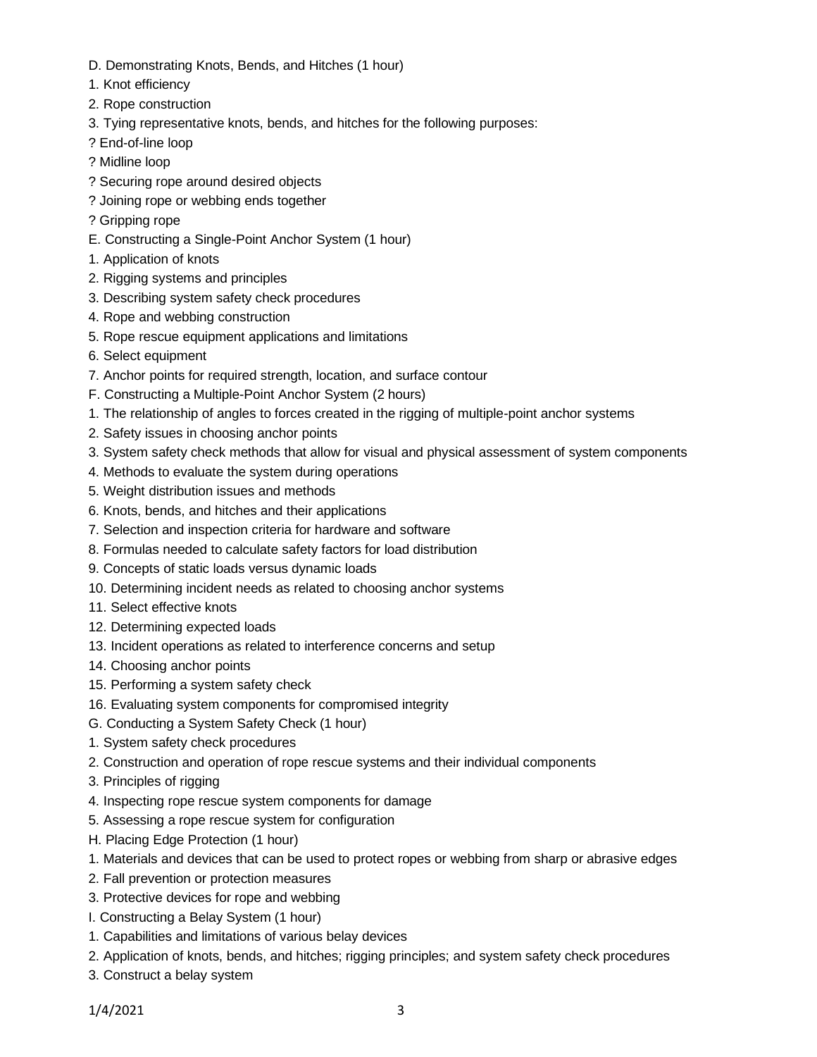D. Demonstrating Knots, Bends, and Hitches (1 hour)

1. Knot efficiency
2. Rope construction
3. Tying representative knots, bends, and hitches for the following purposes:

? End-of-line loop

? Midline loop

? Securing rope around desired objects

? Joining rope or webbing ends together

? Gripping rope

E. Constructing a Single-Point Anchor System (1 hour)

1. Application of knots
2. Rigging systems and principles
3. Describing system safety check procedures
4. Rope and webbing construction
5. Rope rescue equipment applications and limitations
6. Select equipment
7. Anchor points for required strength, location, and surface contour

F. Constructing a Multiple-Point Anchor System (2 hours)

1. The relationship of angles to forces created in the rigging of multiple-point anchor systems
2. Safety issues in choosing anchor points
3. System safety check methods that allow for visual and physical assessment of system components
4. Methods to evaluate the system during operations
5. Weight distribution issues and methods
6. Knots, bends, and hitches and their applications
7. Selection and inspection criteria for hardware and software
8. Formulas needed to calculate safety factors for load distribution
9. Concepts of static loads versus dynamic loads
10. Determining incident needs as related to choosing anchor systems
11. Select effective knots
12. Determining expected loads
13. Incident operations as related to interference concerns and setup
14. Choosing anchor points
15. Performing a system safety check
16. Evaluating system components for compromised integrity

G. Conducting a System Safety Check (1 hour)

1. System safety check procedures
2. Construction and operation of rope rescue systems and their individual components
3. Principles of rigging
4. Inspecting rope rescue system components for damage
5. Assessing a rope rescue system for configuration

H. Placing Edge Protection (1 hour)

1. Materials and devices that can be used to protect ropes or webbing from sharp or abrasive edges
2. Fall prevention or protection measures
3. Protective devices for rope and webbing

I. Constructing a Belay System (1 hour)

1. Capabilities and limitations of various belay devices
2. Application of knots, bends, and hitches; rigging principles; and system safety check procedures
3. Construct a belay system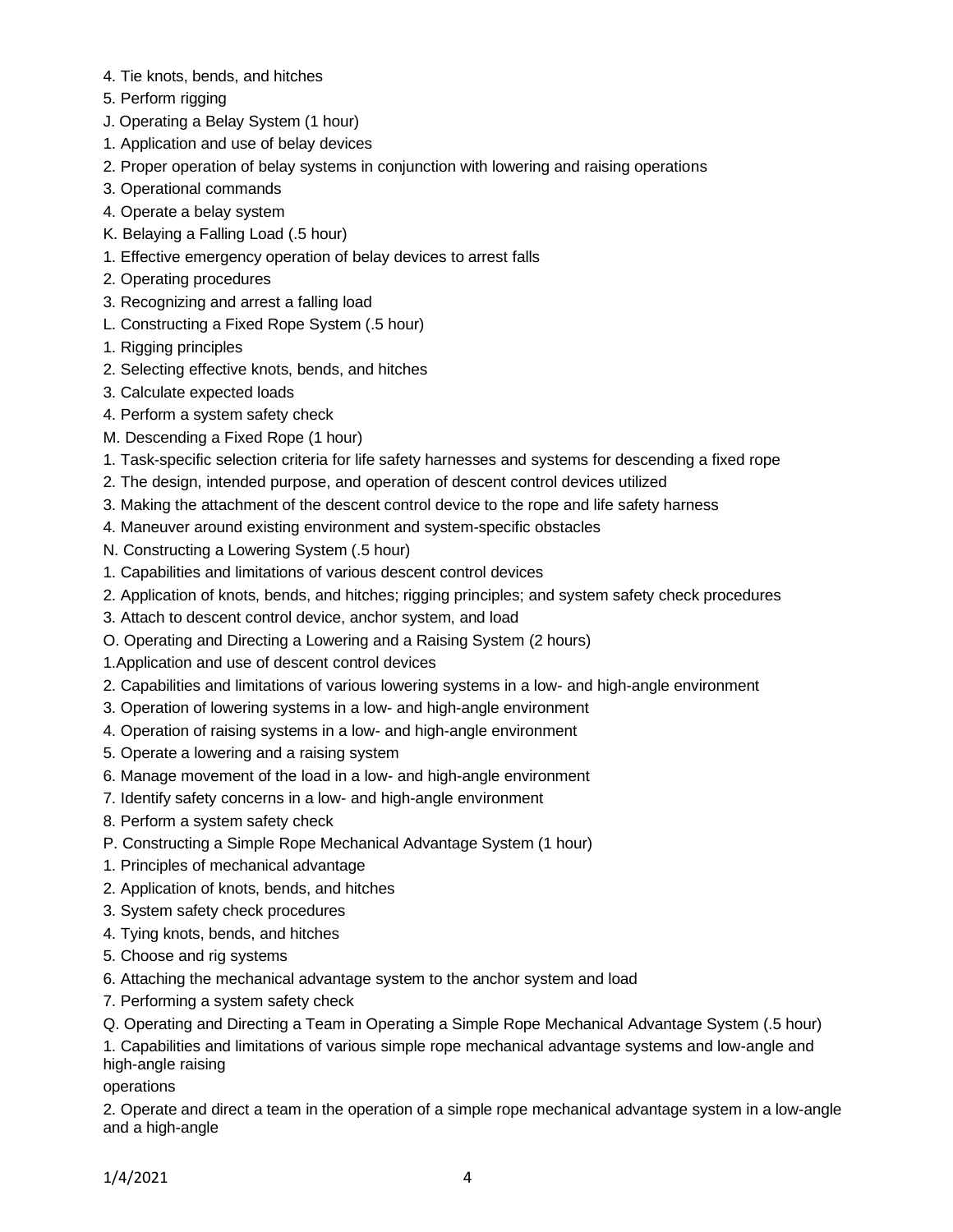4. Tie knots, bends, and hitches
5. Perform rigging

J. Operating a Belay System (1 hour)
1. Application and use of belay devices
2. Proper operation of belay systems in conjunction with lowering and raising operations
3. Operational commands
4. Operate a belay system

K. Belaying a Falling Load (.5 hour)
1. Effective emergency operation of belay devices to arrest falls
2. Operating procedures
3. Recognizing and arrest a falling load

L. Constructing a Fixed Rope System (.5 hour)
1. Rigging principles
2. Selecting effective knots, bends, and hitches
3. Calculate expected loads
4. Perform a system safety check

M. Descending a Fixed Rope (1 hour)
1. Task-specific selection criteria for life safety harnesses and systems for descending a fixed rope
2. The design, intended purpose, and operation of descent control devices utilized
3. Making the attachment of the descent control device to the rope and life safety harness
4. Maneuver around existing environment and system-specific obstacles

N. Constructing a Lowering System (.5 hour)
1. Capabilities and limitations of various descent control devices
2. Application of knots, bends, and hitches; rigging principles; and system safety check procedures
3. Attach to descent control device, anchor system, and load

O. Operating and Directing a Lowering and a Raising System (2 hours)
1.Application and use of descent control devices
2. Capabilities and limitations of various lowering systems in a low- and high-angle environment
3. Operation of lowering systems in a low- and high-angle environment
4. Operation of raising systems in a low- and high-angle environment
5. Operate a lowering and a raising system
6. Manage movement of the load in a low- and high-angle environment
7. Identify safety concerns in a low- and high-angle environment
8. Perform a system safety check

P. Constructing a Simple Rope Mechanical Advantage System (1 hour)
1. Principles of mechanical advantage
2. Application of knots, bends, and hitches
3. System safety check procedures
4. Tying knots, bends, and hitches
5. Choose and rig systems
6. Attaching the mechanical advantage system to the anchor system and load
7. Performing a system safety check

Q. Operating and Directing a Team in Operating a Simple Rope Mechanical Advantage System (.5 hour)
1. Capabilities and limitations of various simple rope mechanical advantage systems and low-angle and high-angle raising

operations

2. Operate and direct a team in the operation of a simple rope mechanical advantage system in a low-angle and a high-angle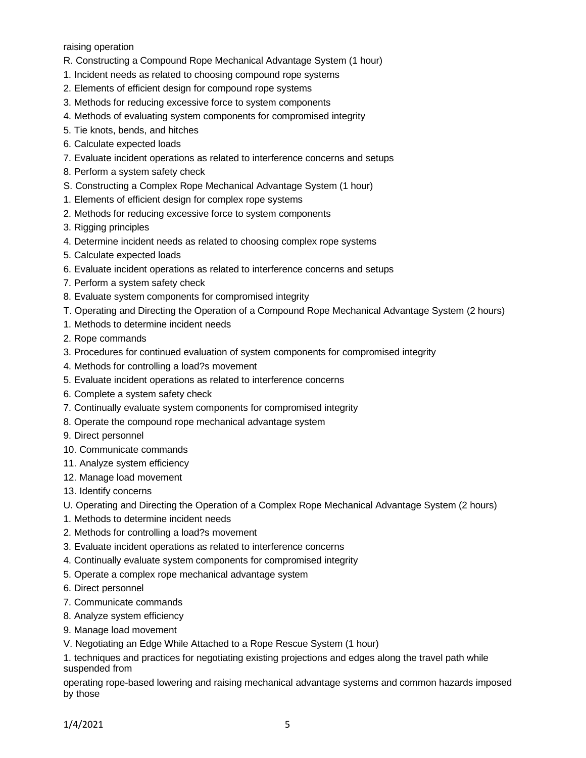raising operation

R. Constructing a Compound Rope Mechanical Advantage System (1 hour)

1. Incident needs as related to choosing compound rope systems
2. Elements of efficient design for compound rope systems
3. Methods for reducing excessive force to system components
4. Methods of evaluating system components for compromised integrity
5. Tie knots, bends, and hitches
6. Calculate expected loads
7. Evaluate incident operations as related to interference concerns and setups
8. Perform a system safety check

S. Constructing a Complex Rope Mechanical Advantage System (1 hour)

1. Elements of efficient design for complex rope systems
2. Methods for reducing excessive force to system components
3. Rigging principles
4. Determine incident needs as related to choosing complex rope systems
5. Calculate expected loads
6. Evaluate incident operations as related to interference concerns and setups
7. Perform a system safety check
8. Evaluate system components for compromised integrity

T. Operating and Directing the Operation of a Compound Rope Mechanical Advantage System (2 hours)

1. Methods to determine incident needs
2. Rope commands
3. Procedures for continued evaluation of system components for compromised integrity
4. Methods for controlling a load?s movement
5. Evaluate incident operations as related to interference concerns
6. Complete a system safety check
7. Continually evaluate system components for compromised integrity
8. Operate the compound rope mechanical advantage system
9. Direct personnel
10. Communicate commands
11. Analyze system efficiency
12. Manage load movement
13. Identify concerns

U. Operating and Directing the Operation of a Complex Rope Mechanical Advantage System (2 hours)

1. Methods to determine incident needs
2. Methods for controlling a load?s movement
3. Evaluate incident operations as related to interference concerns
4. Continually evaluate system components for compromised integrity
5. Operate a complex rope mechanical advantage system
6. Direct personnel
7. Communicate commands
8. Analyze system efficiency
9. Manage load movement

V. Negotiating an Edge While Attached to a Rope Rescue System (1 hour)

1. techniques and practices for negotiating existing projections and edges along the travel path while suspended from

operating rope-based lowering and raising mechanical advantage systems and common hazards imposed by those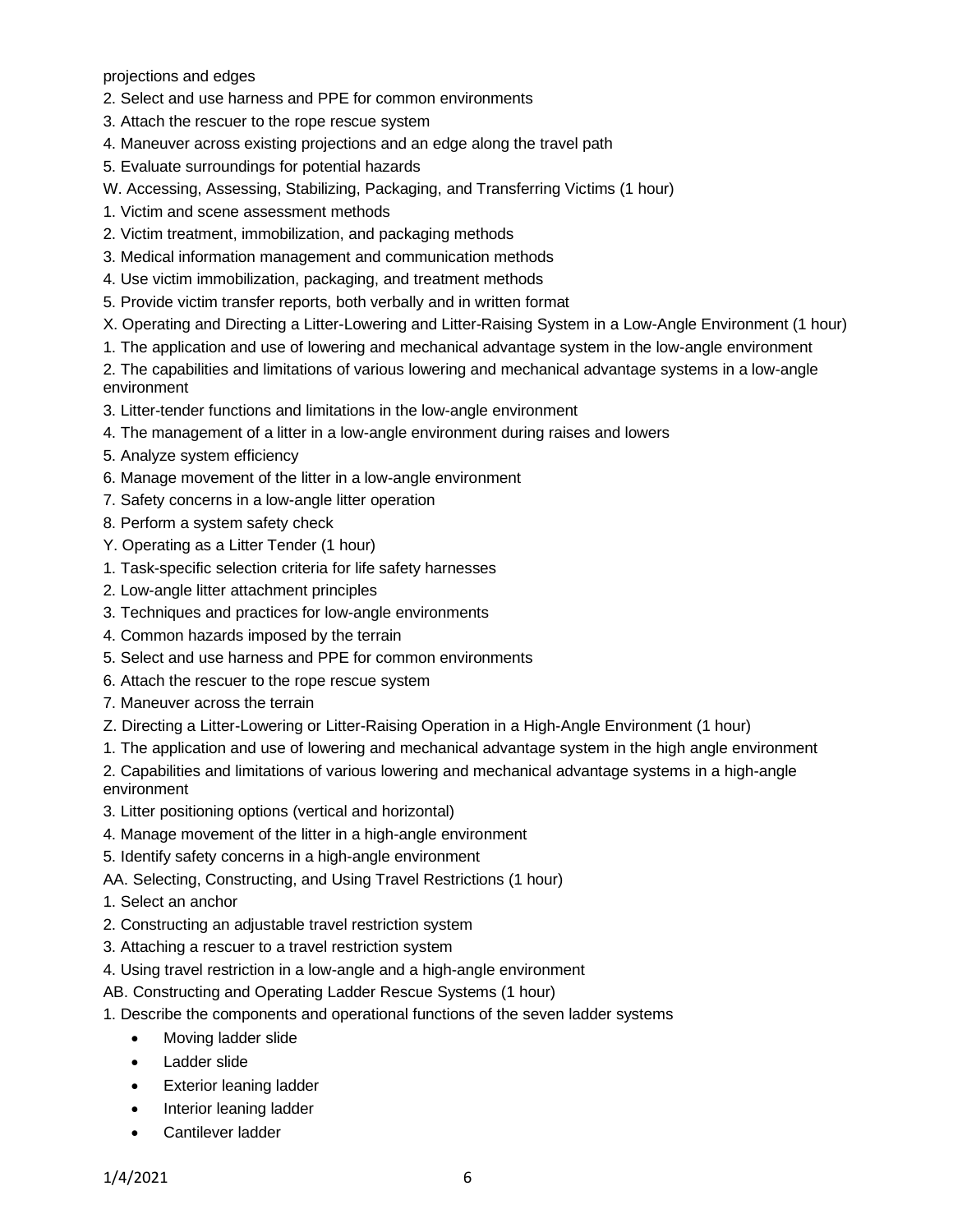projections and edges

2. Select and use harness and PPE for common environments
3. Attach the rescuer to the rope rescue system
4. Maneuver across existing projections and an edge along the travel path
5. Evaluate surroundings for potential hazards

W. Accessing, Assessing, Stabilizing, Packaging, and Transferring Victims (1 hour)

1. Victim and scene assessment methods
2. Victim treatment, immobilization, and packaging methods
3. Medical information management and communication methods
4. Use victim immobilization, packaging, and treatment methods
5. Provide victim transfer reports, both verbally and in written format

X. Operating and Directing a Litter-Lowering and Litter-Raising System in a Low-Angle Environment (1 hour)

1. The application and use of lowering and mechanical advantage system in the low-angle environment
2. The capabilities and limitations of various lowering and mechanical advantage systems in a low-angle environment
3. Litter-tender functions and limitations in the low-angle environment
4. The management of a litter in a low-angle environment during raises and lowers
5. Analyze system efficiency
6. Manage movement of the litter in a low-angle environment
7. Safety concerns in a low-angle litter operation
8. Perform a system safety check

Y. Operating as a Litter Tender (1 hour)

1. Task-specific selection criteria for life safety harnesses
2. Low-angle litter attachment principles
3. Techniques and practices for low-angle environments
4. Common hazards imposed by the terrain
5. Select and use harness and PPE for common environments
6. Attach the rescuer to the rope rescue system
7. Maneuver across the terrain

Z. Directing a Litter-Lowering or Litter-Raising Operation in a High-Angle Environment (1 hour)

1. The application and use of lowering and mechanical advantage system in the high angle environment
2. Capabilities and limitations of various lowering and mechanical advantage systems in a high-angle environment
3. Litter positioning options (vertical and horizontal)
4. Manage movement of the litter in a high-angle environment
5. Identify safety concerns in a high-angle environment

AA. Selecting, Constructing, and Using Travel Restrictions (1 hour)

1. Select an anchor
2. Constructing an adjustable travel restriction system
3. Attaching a rescuer to a travel restriction system
4. Using travel restriction in a low-angle and a high-angle environment

AB. Constructing and Operating Ladder Rescue Systems (1 hour)

1. Describe the components and operational functions of the seven ladder systems
    - Moving ladder slide
    - Ladder slide
    - Exterior leaning ladder
    - Interior leaning ladder
    - Cantilever ladder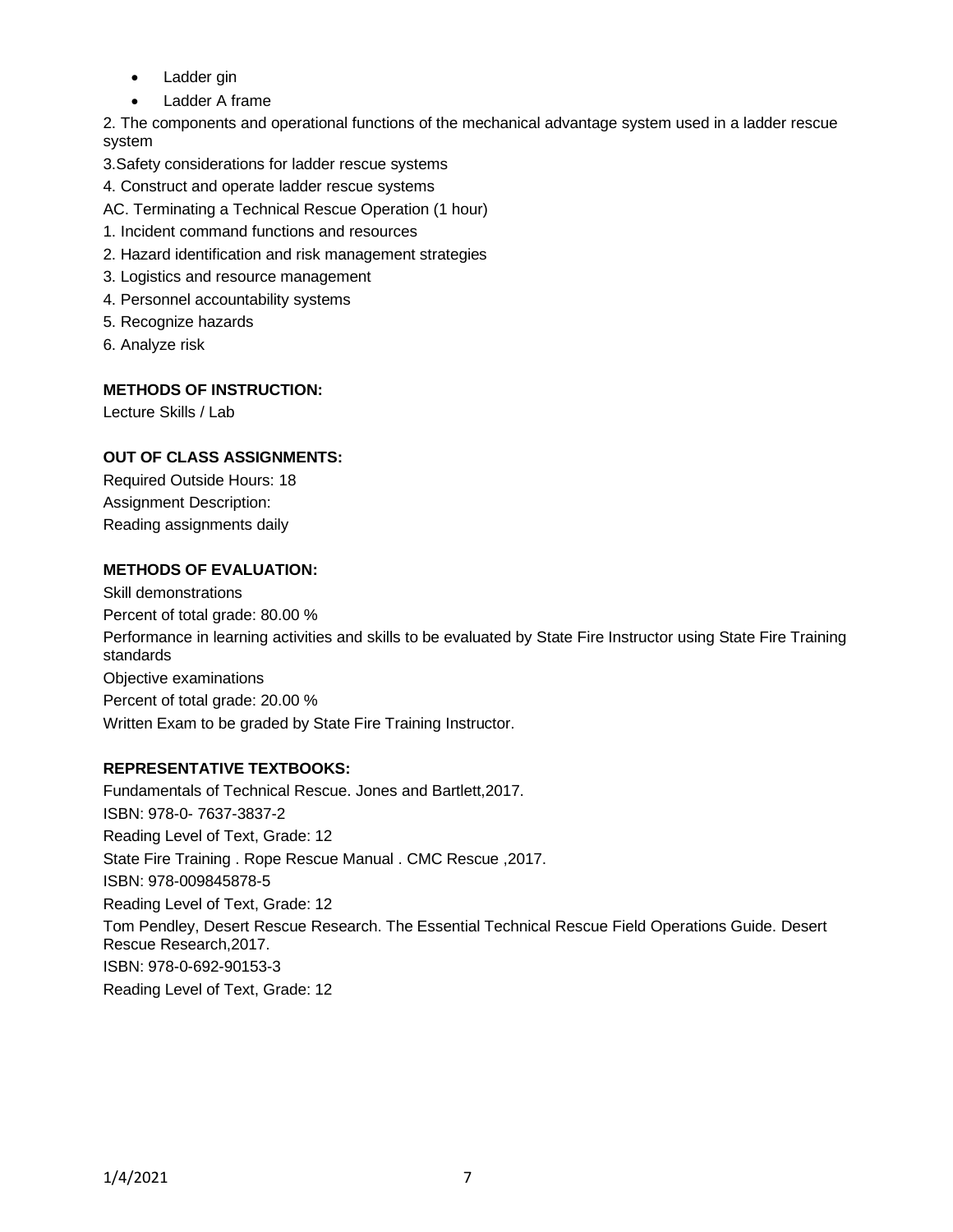- Ladder gin
- Ladder A frame

2. The components and operational functions of the mechanical advantage system used in a ladder rescue system

3.Safety considerations for ladder rescue systems

4. Construct and operate ladder rescue systems

AC. Terminating a Technical Rescue Operation (1 hour)

1. Incident command functions and resources
2. Hazard identification and risk management strategies
3. Logistics and resource management
4. Personnel accountability systems
5. Recognize hazards
6. Analyze risk

**METHODS OF INSTRUCTION:**

Lecture Skills / Lab

**OUT OF CLASS ASSIGNMENTS:**

Required Outside Hours: 18
Assignment Description:
Reading assignments daily

**METHODS OF EVALUATION:**

Skill demonstrations
Percent of total grade: 80.00 %
Performance in learning activities and skills to be evaluated by State Fire Instructor using State Fire Training standards
Objective examinations
Percent of total grade: 20.00 %
Written Exam to be graded by State Fire Training Instructor.

**REPRESENTATIVE TEXTBOOKS:**

Fundamentals of Technical Rescue. Jones and Bartlett,2017.
ISBN: 978-0- 7637-3837-2
Reading Level of Text, Grade: 12
State Fire Training . Rope Rescue Manual . CMC Rescue ,2017.
ISBN: 978-009845878-5
Reading Level of Text, Grade: 12
Tom Pendley, Desert Rescue Research. The Essential Technical Rescue Field Operations Guide. Desert Rescue Research,2017.
ISBN: 978-0-692-90153-3
Reading Level of Text, Grade: 12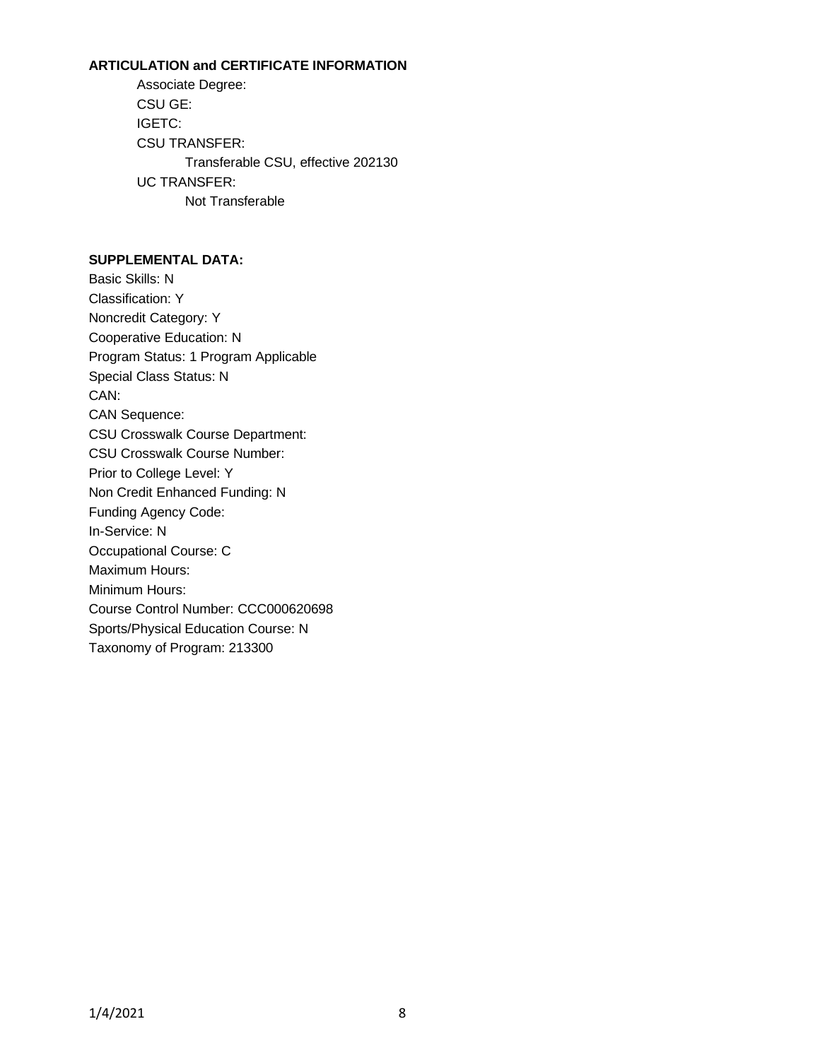**ARTICULATION and CERTIFICATE INFORMATION**

Associate Degree:

CSU GE:

IGETC:

CSU TRANSFER:

Transferable CSU, effective 202130

UC TRANSFER:

Not Transferable

**SUPPLEMENTAL DATA:**

Basic Skills: N

Classification: Y

Noncredit Category: Y

Cooperative Education: N

Program Status: 1 Program Applicable

Special Class Status: N

CAN:

CAN Sequence:

CSU Crosswalk Course Department:

CSU Crosswalk Course Number:

Prior to College Level: Y

Non Credit Enhanced Funding: N

Funding Agency Code:

In-Service: N

Occupational Course: C

Maximum Hours:

Minimum Hours:

Course Control Number: CCC000620698

Sports/Physical Education Course: N

Taxonomy of Program: 213300